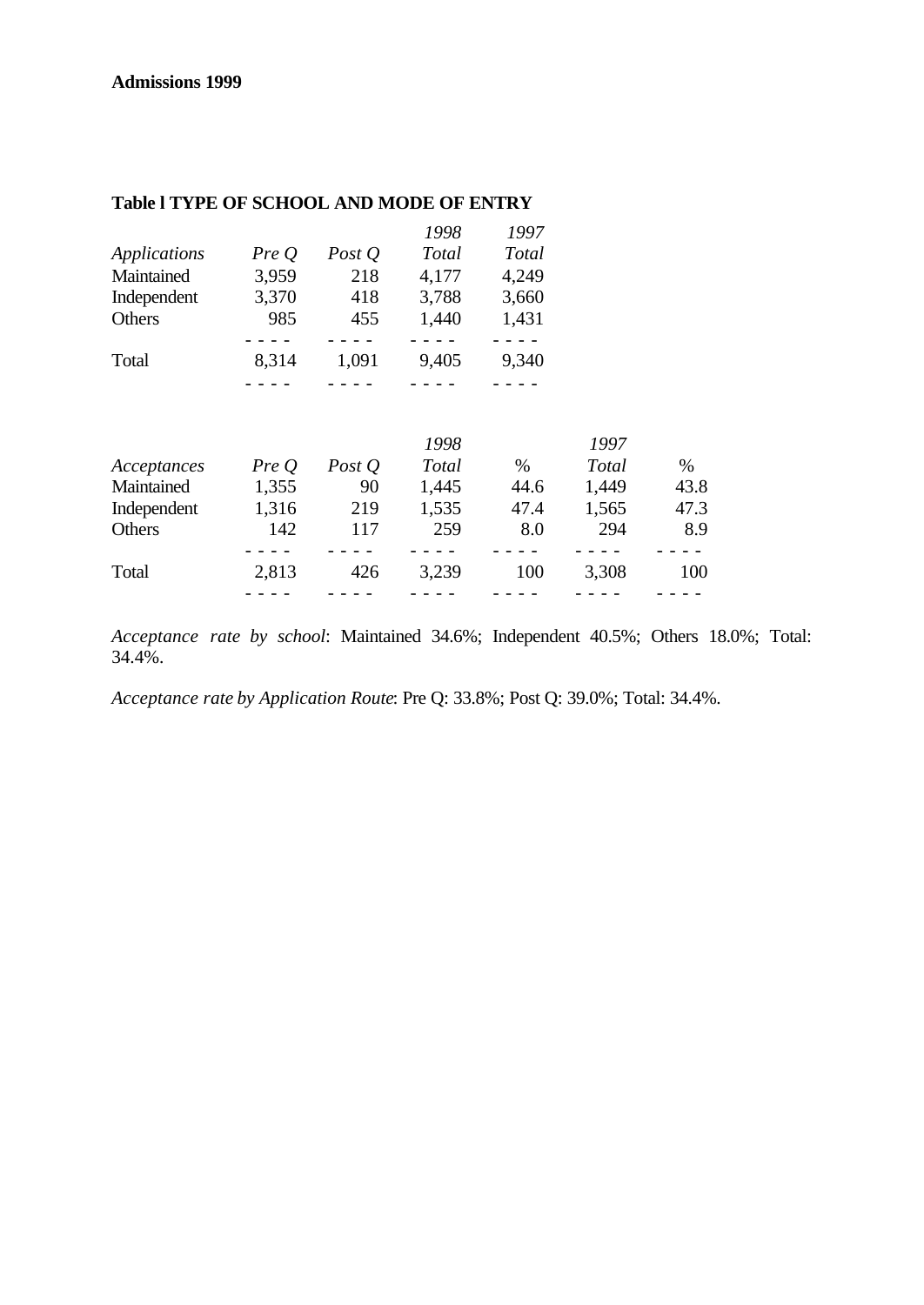**Admissions 1999**

**Table l TYPE OF SCHOOL AND MODE OF ENTRY**

| *Applications* | *Pre Q* | *Post Q* | *1998 Total* | *1997 Total* |
|---|---|---|---|---|
| Maintained | 3,959 | 218 | 4,177 | 4,249 |
| Independent | 3,370 | 418 | 3,788 | 3,660 |
| Others | 985 | 455 | 1,440 | 1,431 |
| Total | 8,314 | 1,091 | 9,405 | 9,340 |

| *Acceptances* | *Pre Q* | *Post Q* | *1998 Total* | % | *1997 Total* | % |
|---|---|---|---|---|---|---|
| Maintained | 1,355 | 90 | 1,445 | 44.6 | 1,449 | 43.8 |
| Independent | 1,316 | 219 | 1,535 | 47.4 | 1,565 | 47.3 |
| Others | 142 | 117 | 259 | 8.0 | 294 | 8.9 |
| Total | 2,813 | 426 | 3,239 | 100 | 3,308 | 100 |

*Acceptance rate by school*: Maintained 34.6%; Independent 40.5%; Others 18.0%; Total: 34.4%.

*Acceptance rate by Application Route*: Pre Q: 33.8%; Post Q: 39.0%; Total: 34.4%.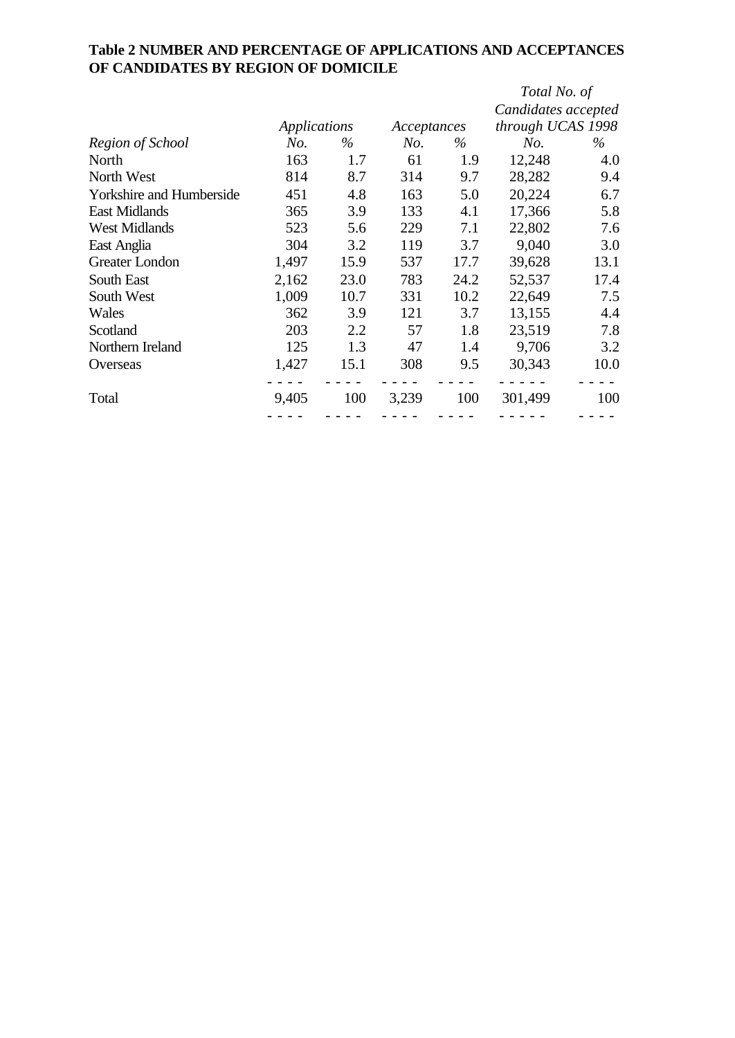**Table 2 NUMBER AND PERCENTAGE OF APPLICATIONS AND ACCEPTANCES OF CANDIDATES BY REGION OF DOMICILE**

| | *Applications* | | *Acceptances* | | *Total No. of Candidates accepted through UCAS 1998* | |
|---|---|---|---|---|---|---|
| *Region of School* | *No.* | *%* | *No.* | *%* | *No.* | *%* |
| North | 163 | 1.7 | 61 | 1.9 | 12,248 | 4.0 |
| North West | 814 | 8.7 | 314 | 9.7 | 28,282 | 9.4 |
| Yorkshire and Humberside | 451 | 4.8 | 163 | 5.0 | 20,224 | 6.7 |
| East Midlands | 365 | 3.9 | 133 | 4.1 | 17,366 | 5.8 |
| West Midlands | 523 | 5.6 | 229 | 7.1 | 22,802 | 7.6 |
| East Anglia | 304 | 3.2 | 119 | 3.7 | 9,040 | 3.0 |
| Greater London | 1,497 | 15.9 | 537 | 17.7 | 39,628 | 13.1 |
| South East | 2,162 | 23.0 | 783 | 24.2 | 52,537 | 17.4 |
| South West | 1,009 | 10.7 | 331 | 10.2 | 22,649 | 7.5 |
| Wales | 362 | 3.9 | 121 | 3.7 | 13,155 | 4.4 |
| Scotland | 203 | 2.2 | 57 | 1.8 | 23,519 | 7.8 |
| Northern Ireland | 125 | 1.3 | 47 | 1.4 | 9,706 | 3.2 |
| Overseas | 1,427 | 15.1 | 308 | 9.5 | 30,343 | 10.0 |
| Total | 9,405 | 100 | 3,239 | 100 | 301,499 | 100 |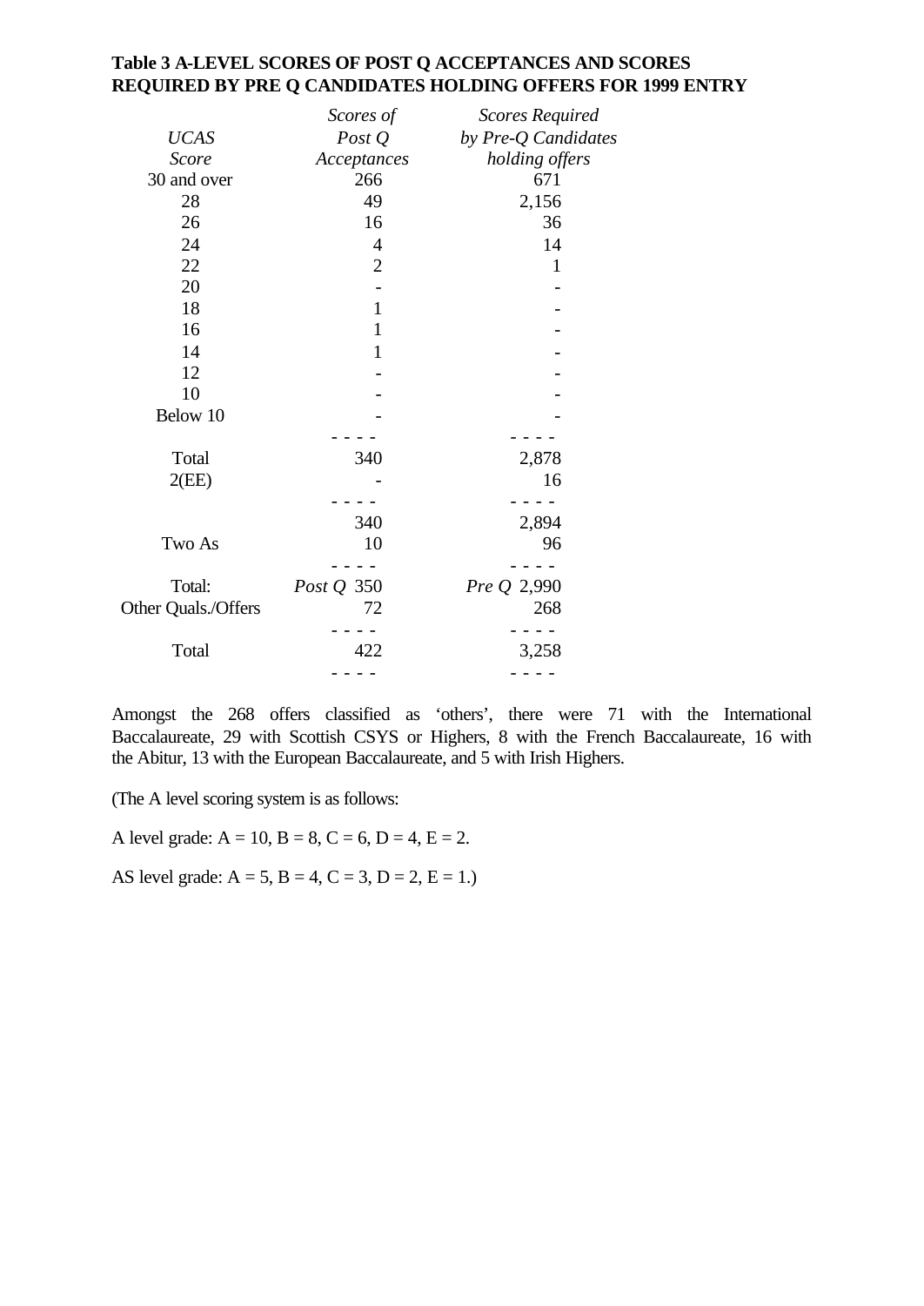**Table 3 A-LEVEL SCORES OF POST Q ACCEPTANCES AND SCORES REQUIRED BY PRE Q CANDIDATES HOLDING OFFERS FOR 1999 ENTRY**

| *UCAS Score* | *Scores of Post Q Acceptances* | *Scores Required by Pre-Q Candidates holding offers* |
|---|---|---|
| 30 and over | 266 | 671 |
| 28 | 49 | 2,156 |
| 26 | 16 | 36 |
| 24 | 4 | 14 |
| 22 | 2 | 1 |
| 20 | - | - |
| 18 | 1 | - |
| 16 | 1 | - |
| 14 | 1 | - |
| 12 | - | - |
| 10 | - | - |
| Below 10 | - | - |
| Total | 340 | 2,878 |
| 2(EE) | - | 16 |
| | 340 | 2,894 |
| Two As | 10 | 96 |
| Total: | *Post Q* 350 | *Pre Q* 2,990 |
| Other Quals./Offers | 72 | 268 |
| Total | 422 | 3,258 |

Amongst the 268 offers classified as 'others', there were 71 with the International Baccalaureate, 29 with Scottish CSYS or Highers, 8 with the French Baccalaureate, 16 with the Abitur, 13 with the European Baccalaureate, and 5 with Irish Highers.

(The A level scoring system is as follows:

A level grade: A = 10, B = 8, C = 6, D = 4, E = 2.

AS level grade: A = 5, B = 4, C = 3, D = 2, E = 1.)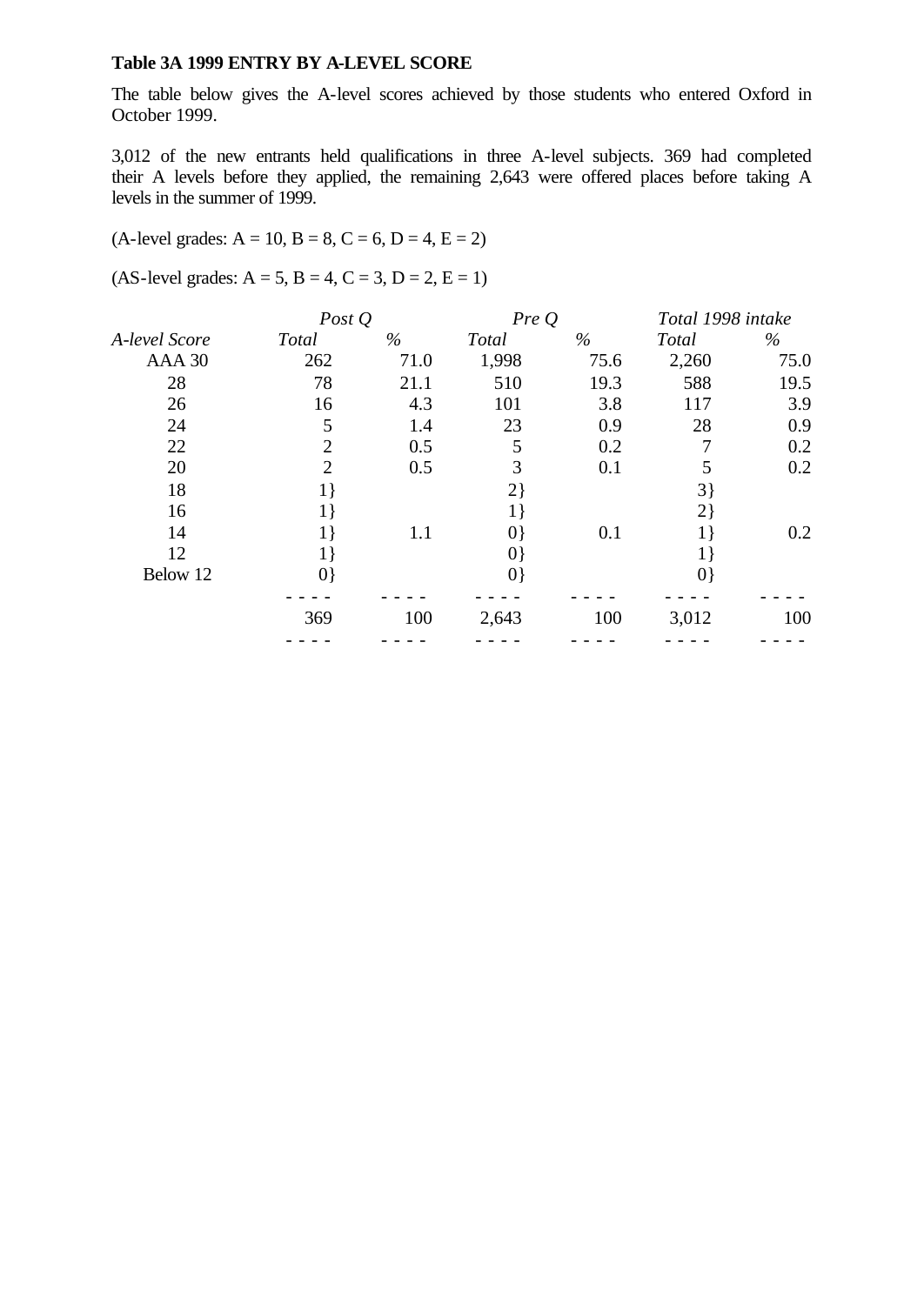**Table 3A 1999 ENTRY BY A-LEVEL SCORE**

The table below gives the A-level scores achieved by those students who entered Oxford in October 1999.

3,012 of the new entrants held qualifications in three A-level subjects. 369 had completed their A levels before they applied, the remaining 2,643 were offered places before taking A levels in the summer of 1999.

(A-level grades: A = 10, B = 8, C = 6, D = 4, E = 2)

(AS-level grades: A = 5, B = 4, C = 3, D = 2, E = 1)

| | *Post Q* | | *Pre Q* | | *Total 1998 intake* | |
|---|---|---|---|---|---|---|
| *A-level Score* | *Total* | *%* | *Total* | *%* | *Total* | *%* |
| AAA 30 | 262 | 71.0 | 1,998 | 75.6 | 2,260 | 75.0 |
| 28 | 78 | 21.1 | 510 | 19.3 | 588 | 19.5 |
| 26 | 16 | 4.3 | 101 | 3.8 | 117 | 3.9 |
| 24 | 5 | 1.4 | 23 | 0.9 | 28 | 0.9 |
| 22 | 2 | 0.5 | 5 | 0.2 | 7 | 0.2 |
| 20 | 2 | 0.5 | 3 | 0.1 | 5 | 0.2 |
| 18 | 1} | | 2} | | 3} | |
| 16 | 1} | | 1} | | 2} | |
| 14 | 1} | 1.1 | 0} | 0.1 | 1} | 0.2 |
| 12 | 1} | | 0} | | 1} | |
| Below 12 | 0} | | 0} | | 0} | |
| | 369 | 100 | 2,643 | 100 | 3,012 | 100 |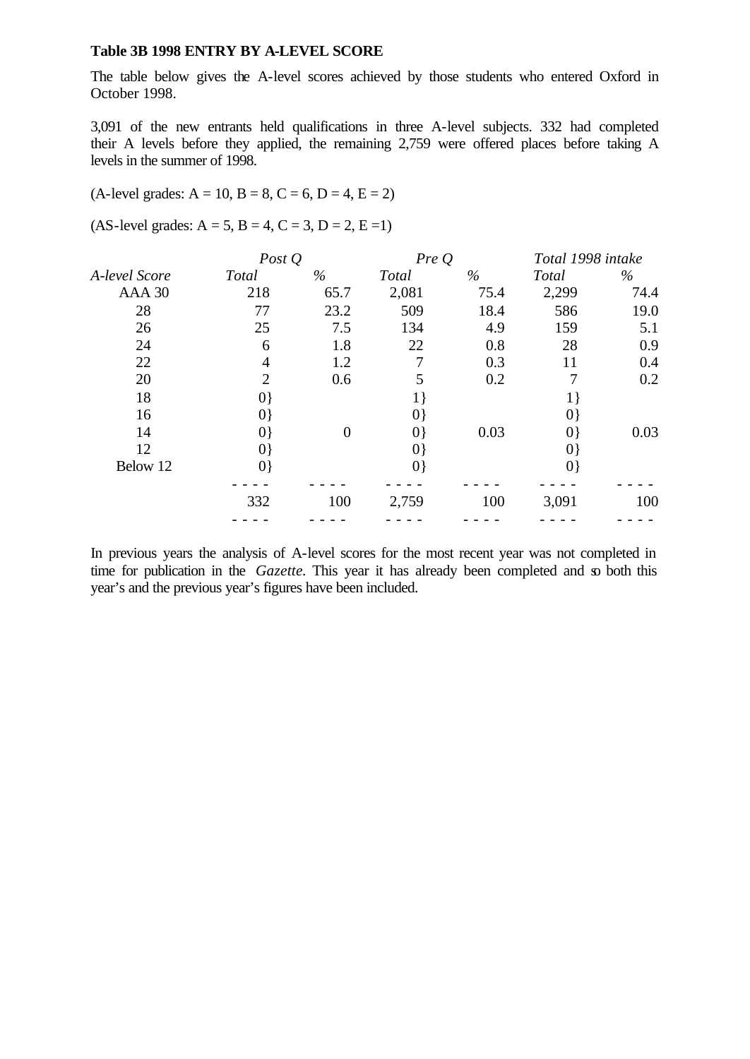**Table 3B 1998 ENTRY BY A-LEVEL SCORE**

The table below gives the A-level scores achieved by those students who entered Oxford in October 1998.

3,091 of the new entrants held qualifications in three A-level subjects. 332 had completed their A levels before they applied, the remaining 2,759 were offered places before taking A levels in the summer of 1998.

(A-level grades: A = 10, B = 8, C = 6, D = 4, E = 2)

(AS-level grades: A = 5, B = 4, C = 3, D = 2, E =1)

| | *Post Q* | | *Pre Q* | | *Total 1998 intake* | |
|---|---|---|---|---|---|---|
| *A-level Score* | *Total* | *%* | *Total* | *%* | *Total* | *%* |
| AAA 30 | 218 | 65.7 | 2,081 | 75.4 | 2,299 | 74.4 |
| 28 | 77 | 23.2 | 509 | 18.4 | 586 | 19.0 |
| 26 | 25 | 7.5 | 134 | 4.9 | 159 | 5.1 |
| 24 | 6 | 1.8 | 22 | 0.8 | 28 | 0.9 |
| 22 | 4 | 1.2 | 7 | 0.3 | 11 | 0.4 |
| 20 | 2 | 0.6 | 5 | 0.2 | 7 | 0.2 |
| 18 | 0} | | 1} | | 1} | |
| 16 | 0} | | 0} | | 0} | |
| 14 | 0} | 0 | 0} | 0.03 | 0} | 0.03 |
| 12 | 0} | | 0} | | 0} | |
| Below 12 | 0} | | 0} | | 0} | |
| | 332 | 100 | 2,759 | 100 | 3,091 | 100 |

In previous years the analysis of A-level scores for the most recent year was not completed in time for publication in the *Gazette*. This year it has already been completed and so both this year's and the previous year's figures have been included.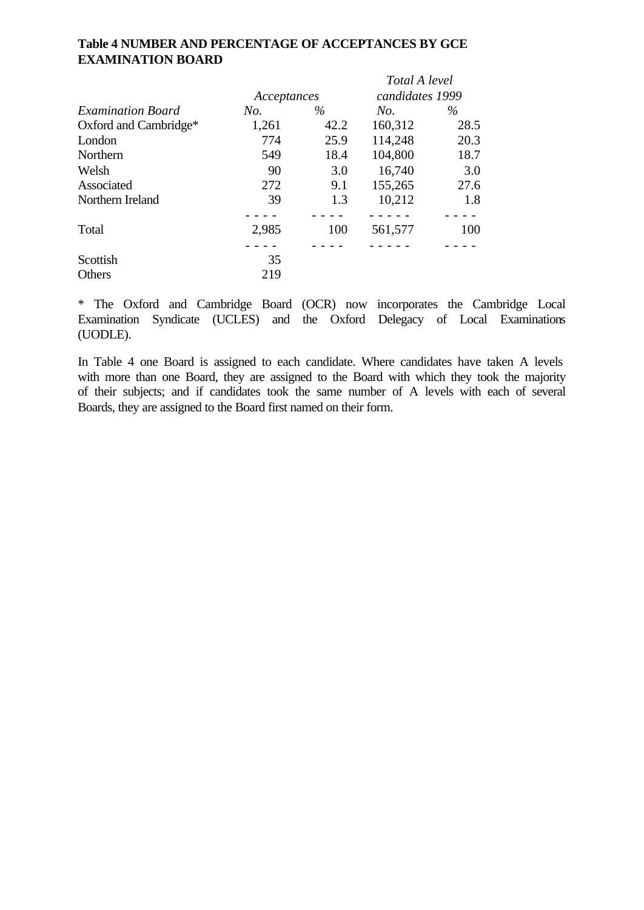**Table 4 NUMBER AND PERCENTAGE OF ACCEPTANCES BY GCE EXAMINATION BOARD**

| | *Acceptances* | | *Total A level candidates 1999* | |
|---|---|---|---|---|
| *Examination Board* | *No.* | *%* | *No.* | *%* |
| Oxford and Cambridge* | 1,261 | 42.2 | 160,312 | 28.5 |
| London | 774 | 25.9 | 114,248 | 20.3 |
| Northern | 549 | 18.4 | 104,800 | 18.7 |
| Welsh | 90 | 3.0 | 16,740 | 3.0 |
| Associated | 272 | 9.1 | 155,265 | 27.6 |
| Northern Ireland | 39 | 1.3 | 10,212 | 1.8 |
| Total | 2,985 | 100 | 561,577 | 100 |
| Scottish | 35 | | | |
| Others | 219 | | | |

* The Oxford and Cambridge Board (OCR) now incorporates the Cambridge Local Examination Syndicate (UCLES) and the Oxford Delegacy of Local Examinations (UODLE).

In Table 4 one Board is assigned to each candidate. Where candidates have taken A levels with more than one Board, they are assigned to the Board with which they took the majority of their subjects; and if candidates took the same number of A levels with each of several Boards, they are assigned to the Board first named on their form.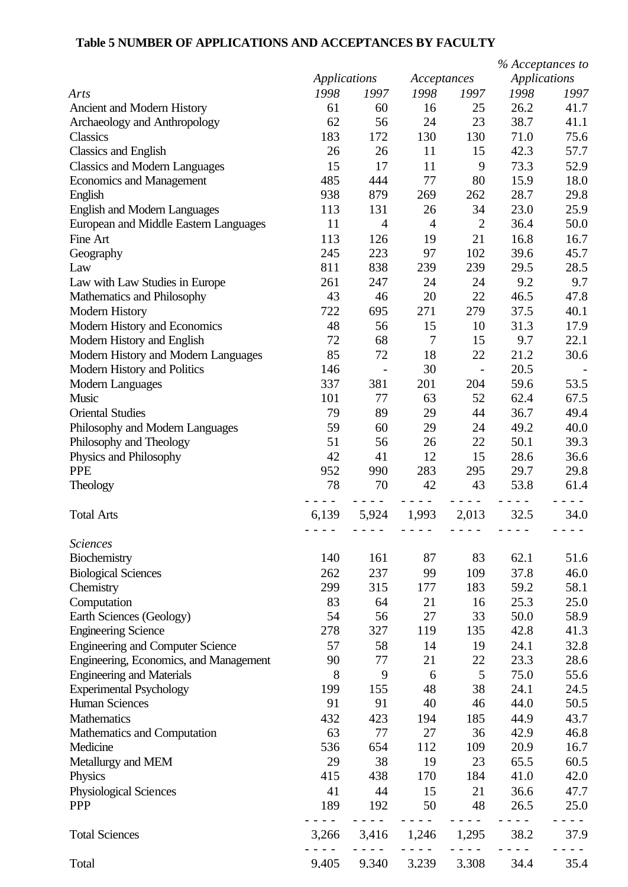**Table 5 NUMBER OF APPLICATIONS AND ACCEPTANCES BY FACULTY**

| | *Applications* | | *Acceptances* | | *% Acceptances to Applications* | |
|---|---|---|---|---|---|---|
| *Arts* | *1998* | *1997* | *1998* | *1997* | *1998* | *1997* |
| Ancient and Modern History | 61 | 60 | 16 | 25 | 26.2 | 41.7 |
| Archaeology and Anthropology | 62 | 56 | 24 | 23 | 38.7 | 41.1 |
| Classics | 183 | 172 | 130 | 130 | 71.0 | 75.6 |
| Classics and English | 26 | 26 | 11 | 15 | 42.3 | 57.7 |
| Classics and Modern Languages | 15 | 17 | 11 | 9 | 73.3 | 52.9 |
| Economics and Management | 485 | 444 | 77 | 80 | 15.9 | 18.0 |
| English | 938 | 879 | 269 | 262 | 28.7 | 29.8 |
| English and Modern Languages | 113 | 131 | 26 | 34 | 23.0 | 25.9 |
| European and Middle Eastern Languages | 11 | 4 | 4 | 2 | 36.4 | 50.0 |
| Fine Art | 113 | 126 | 19 | 21 | 16.8 | 16.7 |
| Geography | 245 | 223 | 97 | 102 | 39.6 | 45.7 |
| Law | 811 | 838 | 239 | 239 | 29.5 | 28.5 |
| Law with Law Studies in Europe | 261 | 247 | 24 | 24 | 9.2 | 9.7 |
| Mathematics and Philosophy | 43 | 46 | 20 | 22 | 46.5 | 47.8 |
| Modern History | 722 | 695 | 271 | 279 | 37.5 | 40.1 |
| Modern History and Economics | 48 | 56 | 15 | 10 | 31.3 | 17.9 |
| Modern History and English | 72 | 68 | 7 | 15 | 9.7 | 22.1 |
| Modern History and Modern Languages | 85 | 72 | 18 | 22 | 21.2 | 30.6 |
| Modern History and Politics | 146 | - | 30 | - | 20.5 | - |
| Modern Languages | 337 | 381 | 201 | 204 | 59.6 | 53.5 |
| Music | 101 | 77 | 63 | 52 | 62.4 | 67.5 |
| Oriental Studies | 79 | 89 | 29 | 44 | 36.7 | 49.4 |
| Philosophy and Modern Languages | 59 | 60 | 29 | 24 | 49.2 | 40.0 |
| Philosophy and Theology | 51 | 56 | 26 | 22 | 50.1 | 39.3 |
| Physics and Philosophy | 42 | 41 | 12 | 15 | 28.6 | 36.6 |
| PPE | 952 | 990 | 283 | 295 | 29.7 | 29.8 |
| Theology | 78 | 70 | 42 | 43 | 53.8 | 61.4 |
| Total Arts | 6,139 | 5,924 | 1,993 | 2,013 | 32.5 | 34.0 |
| *Sciences* | | | | | | |
| Biochemistry | 140 | 161 | 87 | 83 | 62.1 | 51.6 |
| Biological Sciences | 262 | 237 | 99 | 109 | 37.8 | 46.0 |
| Chemistry | 299 | 315 | 177 | 183 | 59.2 | 58.1 |
| Computation | 83 | 64 | 21 | 16 | 25.3 | 25.0 |
| Earth Sciences (Geology) | 54 | 56 | 27 | 33 | 50.0 | 58.9 |
| Engineering Science | 278 | 327 | 119 | 135 | 42.8 | 41.3 |
| Engineering and Computer Science | 57 | 58 | 14 | 19 | 24.1 | 32.8 |
| Engineering, Economics, and Management | 90 | 77 | 21 | 22 | 23.3 | 28.6 |
| Engineering and Materials | 8 | 9 | 6 | 5 | 75.0 | 55.6 |
| Experimental Psychology | 199 | 155 | 48 | 38 | 24.1 | 24.5 |
| Human Sciences | 91 | 91 | 40 | 46 | 44.0 | 50.5 |
| Mathematics | 432 | 423 | 194 | 185 | 44.9 | 43.7 |
| Mathematics and Computation | 63 | 77 | 27 | 36 | 42.9 | 46.8 |
| Medicine | 536 | 654 | 112 | 109 | 20.9 | 16.7 |
| Metallurgy and MEM | 29 | 38 | 19 | 23 | 65.5 | 60.5 |
| Physics | 415 | 438 | 170 | 184 | 41.0 | 42.0 |
| Physiological Sciences | 41 | 44 | 15 | 21 | 36.6 | 47.7 |
| PPP | 189 | 192 | 50 | 48 | 26.5 | 25.0 |
| Total Sciences | 3,266 | 3,416 | 1,246 | 1,295 | 38.2 | 37.9 |
| Total | 9,405 | 9,340 | 3,239 | 3,308 | 34.4 | 35.4 |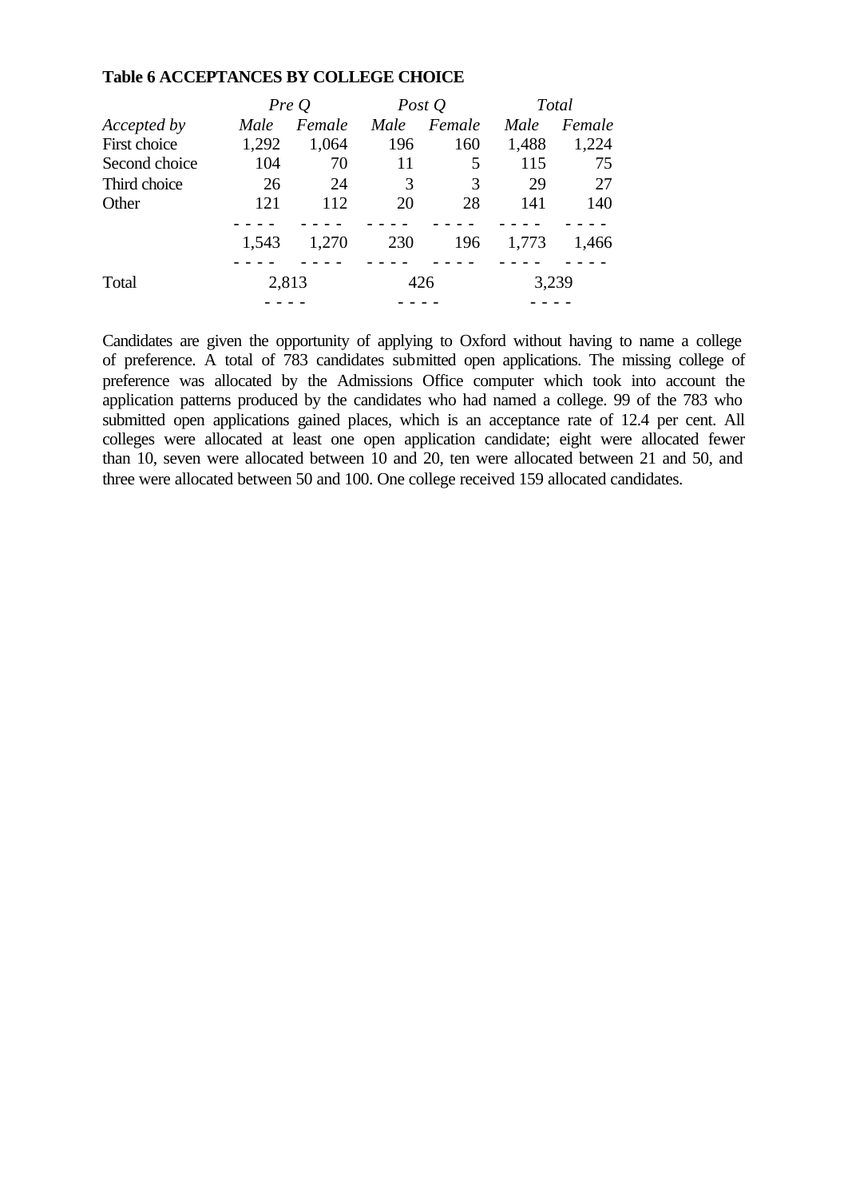**Table 6 ACCEPTANCES BY COLLEGE CHOICE**

| | *Pre Q* | | *Post Q* | | *Total* | |
|---|---|---|---|---|---|---|
| *Accepted by* | *Male* | *Female* | *Male* | *Female* | *Male* | *Female* |
| First choice | 1,292 | 1,064 | 196 | 160 | 1,488 | 1,224 |
| Second choice | 104 | 70 | 11 | 5 | 115 | 75 |
| Third choice | 26 | 24 | 3 | 3 | 29 | 27 |
| Other | 121 | 112 | 20 | 28 | 141 | 140 |
| | 1,543 | 1,270 | 230 | 196 | 1,773 | 1,466 |
| Total | 2,813 | | 426 | | 3,239 | |

Candidates are given the opportunity of applying to Oxford without having to name a college of preference. A total of 783 candidates submitted open applications. The missing college of preference was allocated by the Admissions Office computer which took into account the application patterns produced by the candidates who had named a college. 99 of the 783 who submitted open applications gained places, which is an acceptance rate of 12.4 per cent. All colleges were allocated at least one open application candidate; eight were allocated fewer than 10, seven were allocated between 10 and 20, ten were allocated between 21 and 50, and three were allocated between 50 and 100. One college received 159 allocated candidates.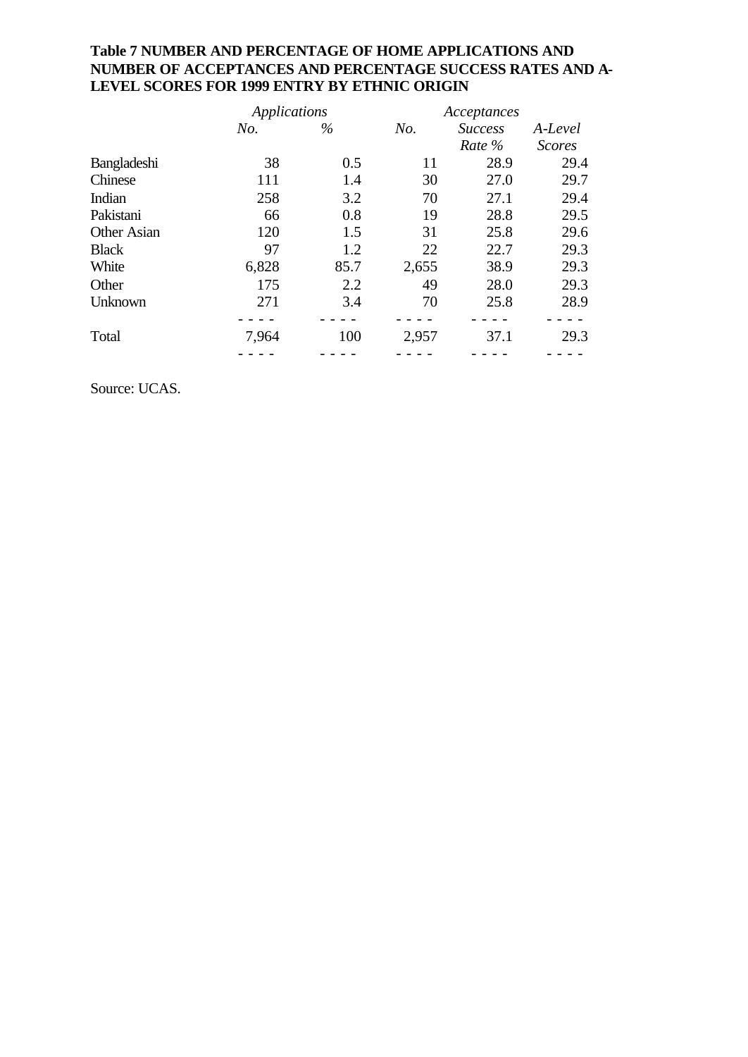**Table 7 NUMBER AND PERCENTAGE OF HOME APPLICATIONS AND NUMBER OF ACCEPTANCES AND PERCENTAGE SUCCESS RATES AND A-LEVEL SCORES FOR 1999 ENTRY BY ETHNIC ORIGIN**

| | *Applications* | | *Acceptances* | | |
|---|---|---|---|---|---|
| | *No.* | *%* | *No.* | *Success Rate %* | *A-Level Scores* |
| Bangladeshi | 38 | 0.5 | 11 | 28.9 | 29.4 |
| Chinese | 111 | 1.4 | 30 | 27.0 | 29.7 |
| Indian | 258 | 3.2 | 70 | 27.1 | 29.4 |
| Pakistani | 66 | 0.8 | 19 | 28.8 | 29.5 |
| Other Asian | 120 | 1.5 | 31 | 25.8 | 29.6 |
| Black | 97 | 1.2 | 22 | 22.7 | 29.3 |
| White | 6,828 | 85.7 | 2,655 | 38.9 | 29.3 |
| Other | 175 | 2.2 | 49 | 28.0 | 29.3 |
| Unknown | 271 | 3.4 | 70 | 25.8 | 28.9 |
| Total | 7,964 | 100 | 2,957 | 37.1 | 29.3 |

Source: UCAS.